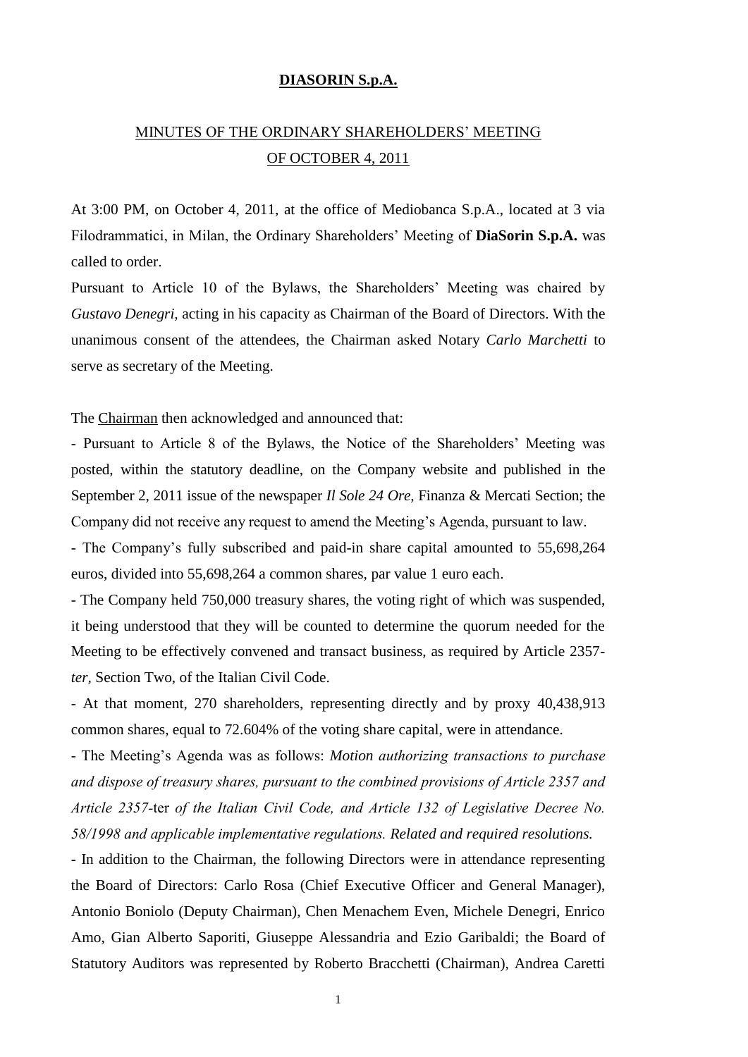# DIASORIN S.p.A.

## MINUTES OF THE ORDINARY SHAREHOLDERS' MEETING OF OCTOBER 4, 2011

At 3:00 PM, on October 4, 2011, at the office of Mediobanca S.p.A., located at 3 via Filodrammatici, in Milan, the Ordinary Shareholders' Meeting of **DiaSorin S.p.A.** was called to order.

Pursuant to Article 10 of the Bylaws, the Shareholders' Meeting was chaired by *Gustavo Denegri*, acting in his capacity as Chairman of the Board of Directors. With the unanimous consent of the attendees, the Chairman asked Notary *Carlo Marchetti* to serve as secretary of the Meeting.

The Chairman then acknowledged and announced that:

- Pursuant to Article 8 of the Bylaws, the Notice of the Shareholders' Meeting was posted, within the statutory deadline, on the Company website and published in the September 2, 2011 issue of the newspaper *Il Sole 24 Ore*, Finanza & Mercati Section; the Company did not receive any request to amend the Meeting's Agenda, pursuant to law.
- The Company's fully subscribed and paid-in share capital amounted to 55,698,264 euros, divided into 55,698,264 a common shares, par value 1 euro each.
- The Company held 750,000 treasury shares, the voting right of which was suspended, it being understood that they will be counted to determine the quorum needed for the Meeting to be effectively convened and transact business, as required by Article 2357-*ter*, Section Two, of the Italian Civil Code.
- At that moment, 270 shareholders, representing directly and by proxy 40,438,913 common shares, equal to 72.604% of the voting share capital, were in attendance.
- The Meeting's Agenda was as follows: *Motion authorizing transactions to purchase and dispose of treasury shares, pursuant to the combined provisions of Article 2357 and Article 2357-*ter *of the Italian Civil Code, and Article 132 of Legislative Decree No. 58/1998 and applicable implementative regulations. Related and required resolutions.*
- In addition to the Chairman, the following Directors were in attendance representing the Board of Directors: Carlo Rosa (Chief Executive Officer and General Manager), Antonio Boniolo (Deputy Chairman), Chen Menachem Even, Michele Denegri, Enrico Amo, Gian Alberto Saporiti, Giuseppe Alessandria and Ezio Garibaldi; the Board of Statutory Auditors was represented by Roberto Bracchetti (Chairman), Andrea Caretti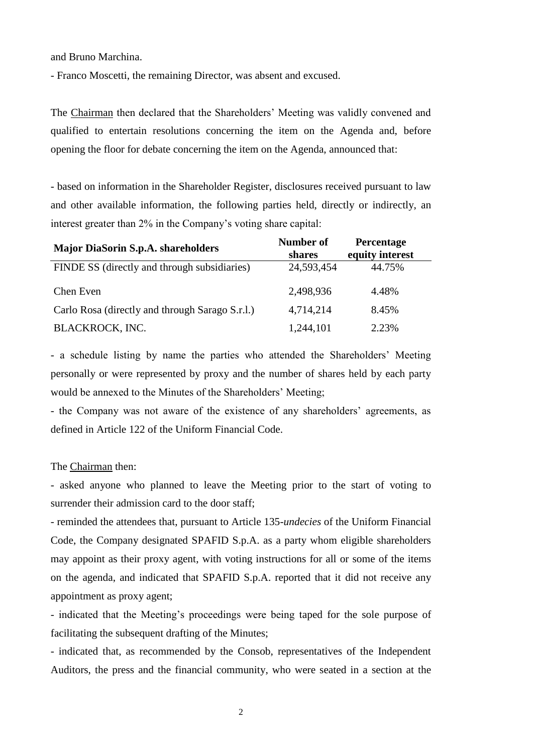and Bruno Marchina.

- Franco Moscetti, the remaining Director, was absent and excused.

The Chairman then declared that the Shareholders' Meeting was validly convened and qualified to entertain resolutions concerning the item on the Agenda and, before opening the floor for debate concerning the item on the Agenda, announced that:

- based on information in the Shareholder Register, disclosures received pursuant to law and other available information, the following parties held, directly or indirectly, an interest greater than 2% in the Company's voting share capital:

| Major DiaSorin S.p.A. shareholders | Number of shares | Percentage equity interest |
|---|---|---|
| FINDE SS (directly and through subsidiaries) | 24,593,454 | 44.75% |
| Chen Even | 2,498,936 | 4.48% |
| Carlo Rosa (directly and through Sarago S.r.l.) | 4,714,214 | 8.45% |
| BLACKROCK, INC. | 1,244,101 | 2.23% |

- a schedule listing by name the parties who attended the Shareholders' Meeting personally or were represented by proxy and the number of shares held by each party would be annexed to the Minutes of the Shareholders' Meeting;

- the Company was not aware of the existence of any shareholders' agreements, as defined in Article 122 of the Uniform Financial Code.

The Chairman then:

- asked anyone who planned to leave the Meeting prior to the start of voting to surrender their admission card to the door staff;

- reminded the attendees that, pursuant to Article 135-*undecies* of the Uniform Financial Code, the Company designated SPAFID S.p.A. as a party whom eligible shareholders may appoint as their proxy agent, with voting instructions for all or some of the items on the agenda, and indicated that SPAFID S.p.A. reported that it did not receive any appointment as proxy agent;

- indicated that the Meeting's proceedings were being taped for the sole purpose of facilitating the subsequent drafting of the Minutes;

- indicated that, as recommended by the Consob, representatives of the Independent Auditors, the press and the financial community, who were seated in a section at the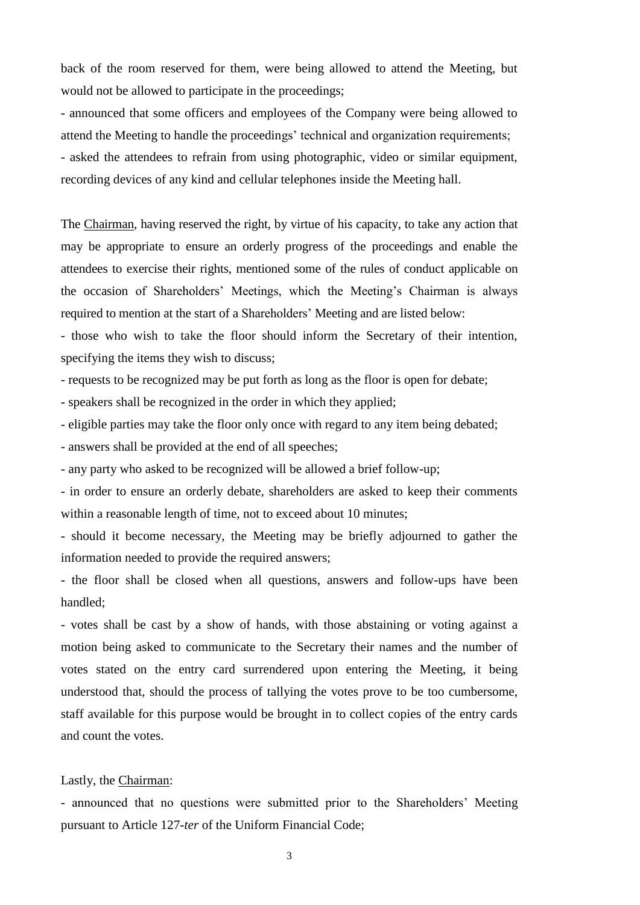back of the room reserved for them, were being allowed to attend the Meeting, but would not be allowed to participate in the proceedings;

- announced that some officers and employees of the Company were being allowed to attend the Meeting to handle the proceedings' technical and organization requirements;
- asked the attendees to refrain from using photographic, video or similar equipment, recording devices of any kind and cellular telephones inside the Meeting hall.

The Chairman, having reserved the right, by virtue of his capacity, to take any action that may be appropriate to ensure an orderly progress of the proceedings and enable the attendees to exercise their rights, mentioned some of the rules of conduct applicable on the occasion of Shareholders' Meetings, which the Meeting's Chairman is always required to mention at the start of a Shareholders' Meeting and are listed below:

- those who wish to take the floor should inform the Secretary of their intention, specifying the items they wish to discuss;
- requests to be recognized may be put forth as long as the floor is open for debate;
- speakers shall be recognized in the order in which they applied;
- eligible parties may take the floor only once with regard to any item being debated;
- answers shall be provided at the end of all speeches;
- any party who asked to be recognized will be allowed a brief follow-up;
- in order to ensure an orderly debate, shareholders are asked to keep their comments within a reasonable length of time, not to exceed about 10 minutes;
- should it become necessary, the Meeting may be briefly adjourned to gather the information needed to provide the required answers;
- the floor shall be closed when all questions, answers and follow-ups have been handled;
- votes shall be cast by a show of hands, with those abstaining or voting against a motion being asked to communicate to the Secretary their names and the number of votes stated on the entry card surrendered upon entering the Meeting, it being understood that, should the process of tallying the votes prove to be too cumbersome, staff available for this purpose would be brought in to collect copies of the entry cards and count the votes.

Lastly, the Chairman:

- announced that no questions were submitted prior to the Shareholders' Meeting pursuant to Article 127-*ter* of the Uniform Financial Code;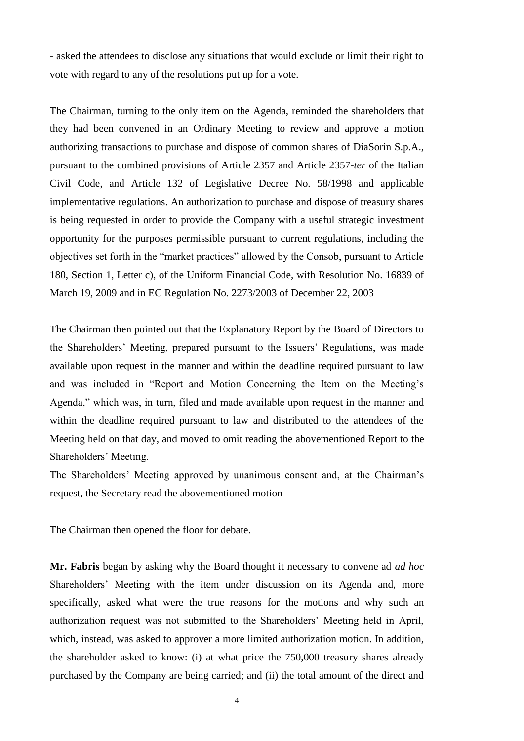- asked the attendees to disclose any situations that would exclude or limit their right to vote with regard to any of the resolutions put up for a vote.

The Chairman, turning to the only item on the Agenda, reminded the shareholders that they had been convened in an Ordinary Meeting to review and approve a motion authorizing transactions to purchase and dispose of common shares of DiaSorin S.p.A., pursuant to the combined provisions of Article 2357 and Article 2357-*ter* of the Italian Civil Code, and Article 132 of Legislative Decree No. 58/1998 and applicable implementative regulations. An authorization to purchase and dispose of treasury shares is being requested in order to provide the Company with a useful strategic investment opportunity for the purposes permissible pursuant to current regulations, including the objectives set forth in the "market practices" allowed by the Consob, pursuant to Article 180, Section 1, Letter c), of the Uniform Financial Code, with Resolution No. 16839 of March 19, 2009 and in EC Regulation No. 2273/2003 of December 22, 2003

The Chairman then pointed out that the Explanatory Report by the Board of Directors to the Shareholders' Meeting, prepared pursuant to the Issuers' Regulations, was made available upon request in the manner and within the deadline required pursuant to law and was included in "Report and Motion Concerning the Item on the Meeting's Agenda," which was, in turn, filed and made available upon request in the manner and within the deadline required pursuant to law and distributed to the attendees of the Meeting held on that day, and moved to omit reading the abovementioned Report to the Shareholders' Meeting.

The Shareholders' Meeting approved by unanimous consent and, at the Chairman's request, the Secretary read the abovementioned motion

The Chairman then opened the floor for debate.

**Mr. Fabris** began by asking why the Board thought it necessary to convene ad *ad hoc* Shareholders' Meeting with the item under discussion on its Agenda and, more specifically, asked what were the true reasons for the motions and why such an authorization request was not submitted to the Shareholders' Meeting held in April, which, instead, was asked to approver a more limited authorization motion. In addition, the shareholder asked to know: (i) at what price the 750,000 treasury shares already purchased by the Company are being carried; and (ii) the total amount of the direct and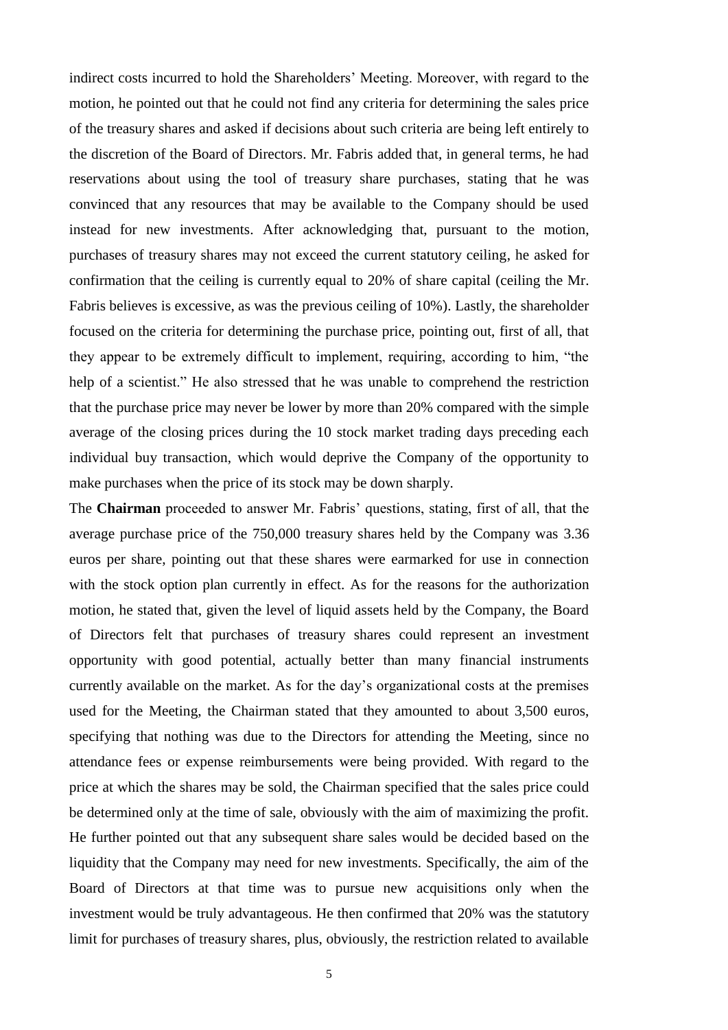indirect costs incurred to hold the Shareholders' Meeting. Moreover, with regard to the motion, he pointed out that he could not find any criteria for determining the sales price of the treasury shares and asked if decisions about such criteria are being left entirely to the discretion of the Board of Directors. Mr. Fabris added that, in general terms, he had reservations about using the tool of treasury share purchases, stating that he was convinced that any resources that may be available to the Company should be used instead for new investments. After acknowledging that, pursuant to the motion, purchases of treasury shares may not exceed the current statutory ceiling, he asked for confirmation that the ceiling is currently equal to 20% of share capital (ceiling the Mr. Fabris believes is excessive, as was the previous ceiling of 10%). Lastly, the shareholder focused on the criteria for determining the purchase price, pointing out, first of all, that they appear to be extremely difficult to implement, requiring, according to him, "the help of a scientist." He also stressed that he was unable to comprehend the restriction that the purchase price may never be lower by more than 20% compared with the simple average of the closing prices during the 10 stock market trading days preceding each individual buy transaction, which would deprive the Company of the opportunity to make purchases when the price of its stock may be down sharply.

The **Chairman** proceeded to answer Mr. Fabris' questions, stating, first of all, that the average purchase price of the 750,000 treasury shares held by the Company was 3.36 euros per share, pointing out that these shares were earmarked for use in connection with the stock option plan currently in effect. As for the reasons for the authorization motion, he stated that, given the level of liquid assets held by the Company, the Board of Directors felt that purchases of treasury shares could represent an investment opportunity with good potential, actually better than many financial instruments currently available on the market. As for the day's organizational costs at the premises used for the Meeting, the Chairman stated that they amounted to about 3,500 euros, specifying that nothing was due to the Directors for attending the Meeting, since no attendance fees or expense reimbursements were being provided. With regard to the price at which the shares may be sold, the Chairman specified that the sales price could be determined only at the time of sale, obviously with the aim of maximizing the profit. He further pointed out that any subsequent share sales would be decided based on the liquidity that the Company may need for new investments. Specifically, the aim of the Board of Directors at that time was to pursue new acquisitions only when the investment would be truly advantageous. He then confirmed that 20% was the statutory limit for purchases of treasury shares, plus, obviously, the restriction related to available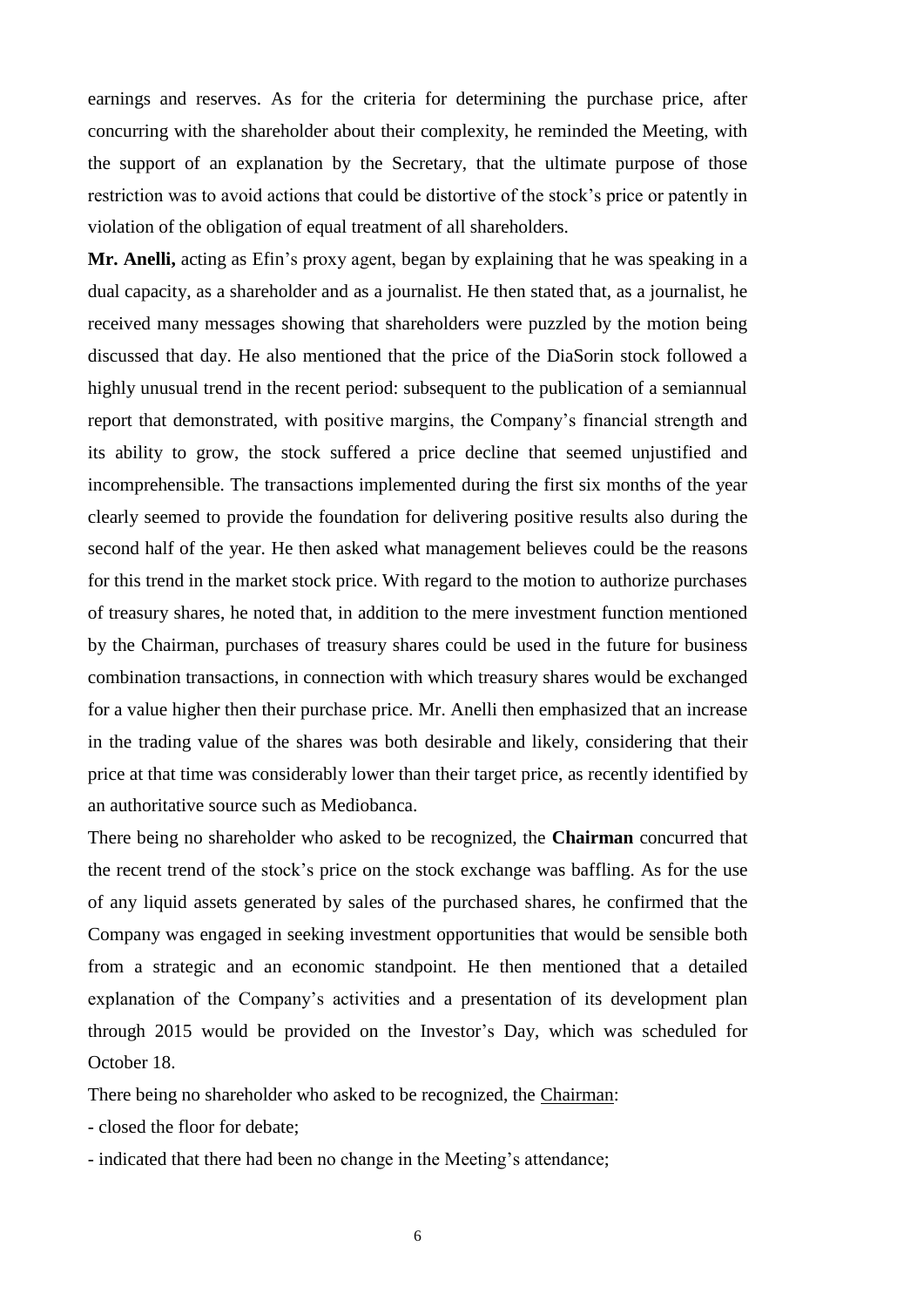earnings and reserves. As for the criteria for determining the purchase price, after concurring with the shareholder about their complexity, he reminded the Meeting, with the support of an explanation by the Secretary, that the ultimate purpose of those restriction was to avoid actions that could be distortive of the stock's price or patently in violation of the obligation of equal treatment of all shareholders.

**Mr. Anelli,** acting as Efin's proxy agent, began by explaining that he was speaking in a dual capacity, as a shareholder and as a journalist. He then stated that, as a journalist, he received many messages showing that shareholders were puzzled by the motion being discussed that day. He also mentioned that the price of the DiaSorin stock followed a highly unusual trend in the recent period: subsequent to the publication of a semiannual report that demonstrated, with positive margins, the Company's financial strength and its ability to grow, the stock suffered a price decline that seemed unjustified and incomprehensible. The transactions implemented during the first six months of the year clearly seemed to provide the foundation for delivering positive results also during the second half of the year. He then asked what management believes could be the reasons for this trend in the market stock price. With regard to the motion to authorize purchases of treasury shares, he noted that, in addition to the mere investment function mentioned by the Chairman, purchases of treasury shares could be used in the future for business combination transactions, in connection with which treasury shares would be exchanged for a value higher then their purchase price. Mr. Anelli then emphasized that an increase in the trading value of the shares was both desirable and likely, considering that their price at that time was considerably lower than their target price, as recently identified by an authoritative source such as Mediobanca.

There being no shareholder who asked to be recognized, the **Chairman** concurred that the recent trend of the stock's price on the stock exchange was baffling. As for the use of any liquid assets generated by sales of the purchased shares, he confirmed that the Company was engaged in seeking investment opportunities that would be sensible both from a strategic and an economic standpoint. He then mentioned that a detailed explanation of the Company's activities and a presentation of its development plan through 2015 would be provided on the Investor's Day, which was scheduled for October 18.

There being no shareholder who asked to be recognized, the Chairman:

- closed the floor for debate;

- indicated that there had been no change in the Meeting's attendance;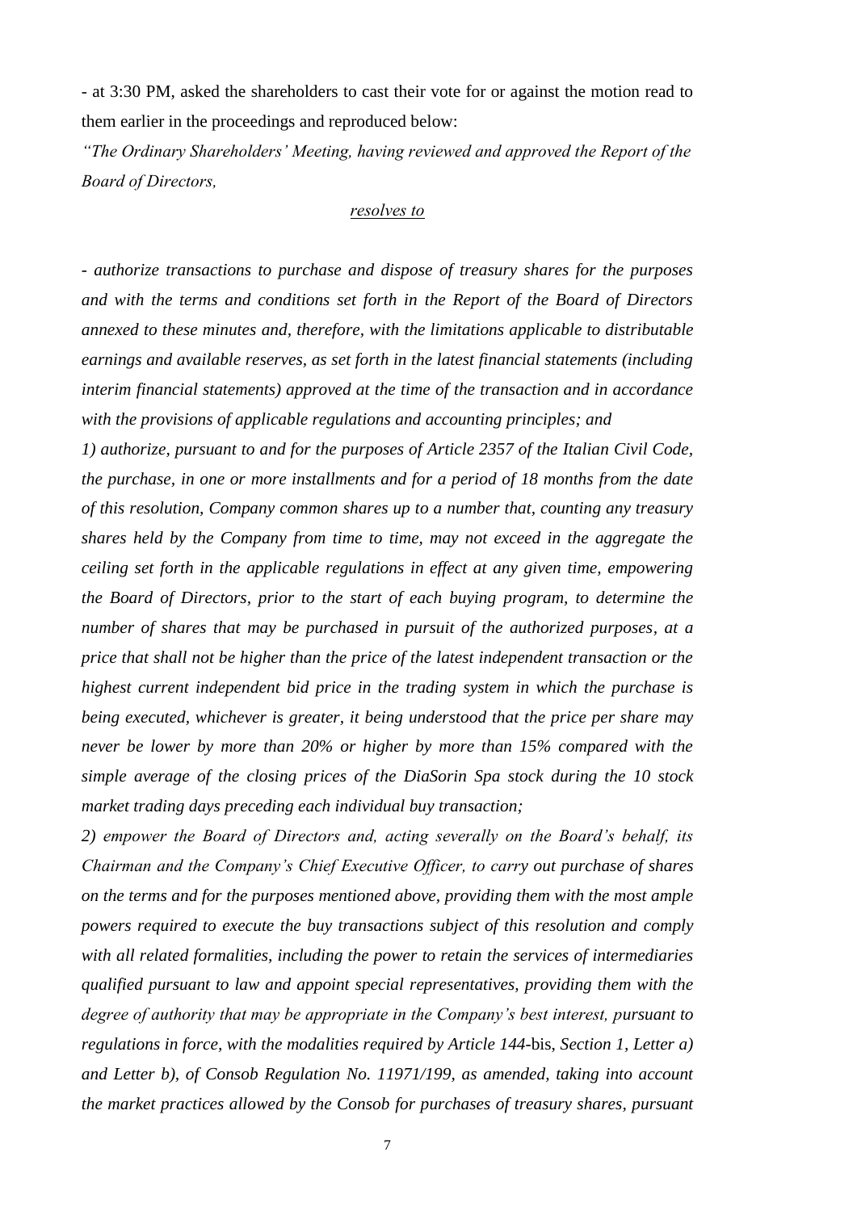- at 3:30 PM, asked the shareholders to cast their vote for or against the motion read to them earlier in the proceedings and reproduced below:

*"The Ordinary Shareholders' Meeting, having reviewed and approved the Report of the Board of Directors,*

*resolves to*

*- authorize transactions to purchase and dispose of treasury shares for the purposes and with the terms and conditions set forth in the Report of the Board of Directors annexed to these minutes and, therefore, with the limitations applicable to distributable earnings and available reserves, as set forth in the latest financial statements (including interim financial statements) approved at the time of the transaction and in accordance with the provisions of applicable regulations and accounting principles; and*

*1) authorize, pursuant to and for the purposes of Article 2357 of the Italian Civil Code, the purchase, in one or more installments and for a period of 18 months from the date of this resolution, Company common shares up to a number that, counting any treasury shares held by the Company from time to time, may not exceed in the aggregate the ceiling set forth in the applicable regulations in effect at any given time, empowering the Board of Directors, prior to the start of each buying program, to determine the number of shares that may be purchased in pursuit of the authorized purposes, at a price that shall not be higher than the price of the latest independent transaction or the highest current independent bid price in the trading system in which the purchase is being executed, whichever is greater, it being understood that the price per share may never be lower by more than 20% or higher by more than 15% compared with the simple average of the closing prices of the DiaSorin Spa stock during the 10 stock market trading days preceding each individual buy transaction;*

*2) empower the Board of Directors and, acting severally on the Board's behalf, its Chairman and the Company's Chief Executive Officer, to carry out purchase of shares on the terms and for the purposes mentioned above, providing them with the most ample powers required to execute the buy transactions subject of this resolution and comply with all related formalities, including the power to retain the services of intermediaries qualified pursuant to law and appoint special representatives, providing them with the degree of authority that may be appropriate in the Company's best interest, pursuant to regulations in force, with the modalities required by Article 144-*bis*, Section 1, Letter a) and Letter b), of Consob Regulation No. 11971/199, as amended, taking into account the market practices allowed by the Consob for purchases of treasury shares, pursuant*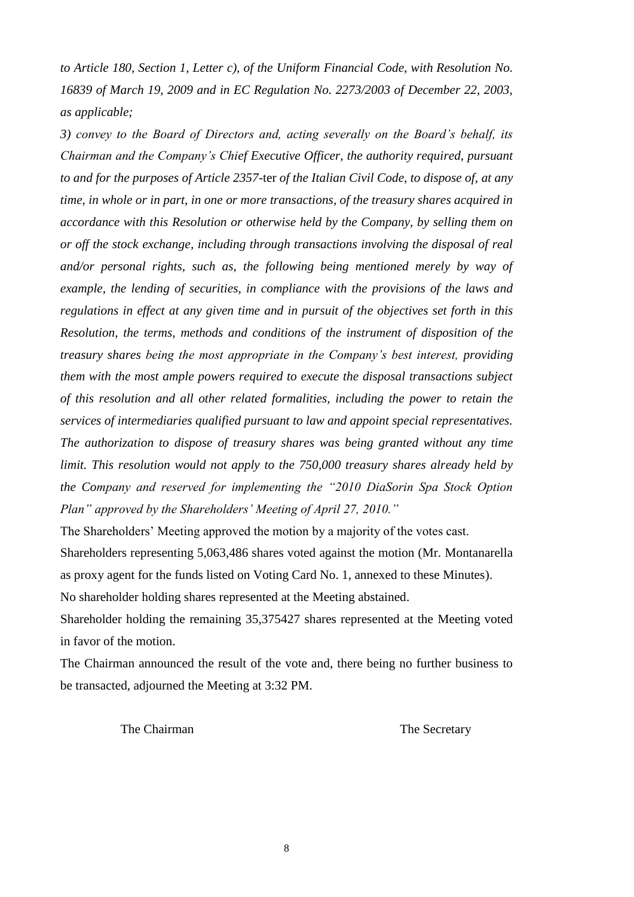*to Article 180, Section 1, Letter c), of the Uniform Financial Code, with Resolution No. 16839 of March 19, 2009 and in EC Regulation No. 2273/2003 of December 22, 2003, as applicable;*

*3) convey to the Board of Directors and, acting severally on the Board's behalf, its Chairman and the Company's Chief Executive Officer, the authority required, pursuant to and for the purposes of Article 2357-*ter *of the Italian Civil Code, to dispose of, at any time, in whole or in part, in one or more transactions, of the treasury shares acquired in accordance with this Resolution or otherwise held by the Company, by selling them on or off the stock exchange, including through transactions involving the disposal of real and/or personal rights, such as, the following being mentioned merely by way of example, the lending of securities, in compliance with the provisions of the laws and regulations in effect at any given time and in pursuit of the objectives set forth in this Resolution, the terms, methods and conditions of the instrument of disposition of the treasury shares being the most appropriate in the Company's best interest, providing them with the most ample powers required to execute the disposal transactions subject of this resolution and all other related formalities, including the power to retain the services of intermediaries qualified pursuant to law and appoint special representatives. The authorization to dispose of treasury shares was being granted without any time limit. This resolution would not apply to the 750,000 treasury shares already held by the Company and reserved for implementing the "2010 DiaSorin Spa Stock Option Plan" approved by the Shareholders' Meeting of April 27, 2010."*

The Shareholders' Meeting approved the motion by a majority of the votes cast.

Shareholders representing 5,063,486 shares voted against the motion (Mr. Montanarella as proxy agent for the funds listed on Voting Card No. 1, annexed to these Minutes).

No shareholder holding shares represented at the Meeting abstained.

Shareholder holding the remaining 35,375427 shares represented at the Meeting voted in favor of the motion.

The Chairman announced the result of the vote and, there being no further business to be transacted, adjourned the Meeting at 3:32 PM.

The Chairman The Secretary